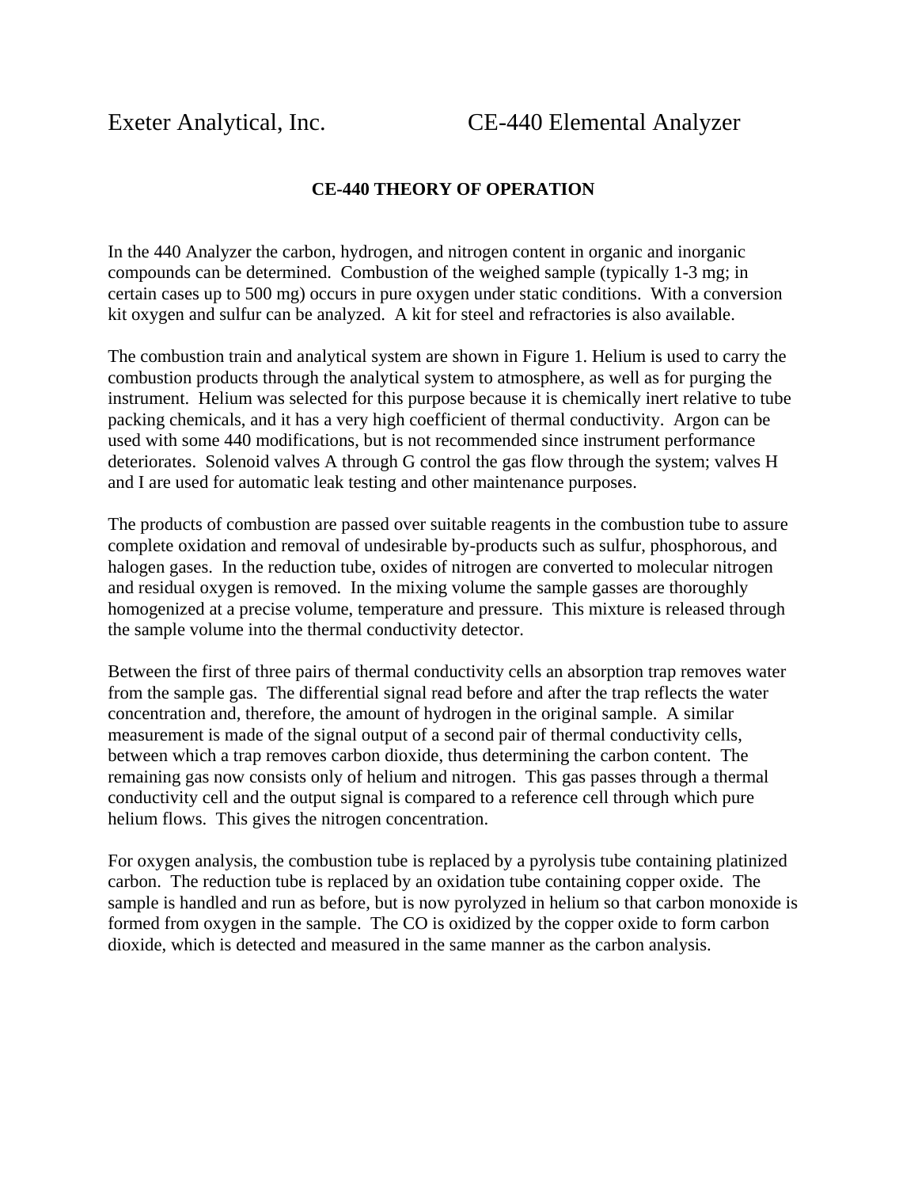Exeter Analytical, Inc. CE-440 Elemental Analyzer

## CE-440 THEORY OF OPERATION

In the 440 Analyzer the carbon, hydrogen, and nitrogen content in organic and inorganic compounds can be determined. Combustion of the weighed sample (typically 1-3 mg; in certain cases up to 500 mg) occurs in pure oxygen under static conditions. With a conversion kit oxygen and sulfur can be analyzed. A kit for steel and refractories is also available.

The combustion train and analytical system are shown in Figure 1. Helium is used to carry the combustion products through the analytical system to atmosphere, as well as for purging the instrument. Helium was selected for this purpose because it is chemically inert relative to tube packing chemicals, and it has a very high coefficient of thermal conductivity. Argon can be used with some 440 modifications, but is not recommended since instrument performance deteriorates. Solenoid valves A through G control the gas flow through the system; valves H and I are used for automatic leak testing and other maintenance purposes.

The products of combustion are passed over suitable reagents in the combustion tube to assure complete oxidation and removal of undesirable by-products such as sulfur, phosphorous, and halogen gases. In the reduction tube, oxides of nitrogen are converted to molecular nitrogen and residual oxygen is removed. In the mixing volume the sample gasses are thoroughly homogenized at a precise volume, temperature and pressure. This mixture is released through the sample volume into the thermal conductivity detector.

Between the first of three pairs of thermal conductivity cells an absorption trap removes water from the sample gas. The differential signal read before and after the trap reflects the water concentration and, therefore, the amount of hydrogen in the original sample. A similar measurement is made of the signal output of a second pair of thermal conductivity cells, between which a trap removes carbon dioxide, thus determining the carbon content. The remaining gas now consists only of helium and nitrogen. This gas passes through a thermal conductivity cell and the output signal is compared to a reference cell through which pure helium flows. This gives the nitrogen concentration.

For oxygen analysis, the combustion tube is replaced by a pyrolysis tube containing platinized carbon. The reduction tube is replaced by an oxidation tube containing copper oxide. The sample is handled and run as before, but is now pyrolyzed in helium so that carbon monoxide is formed from oxygen in the sample. The CO is oxidized by the copper oxide to form carbon dioxide, which is detected and measured in the same manner as the carbon analysis.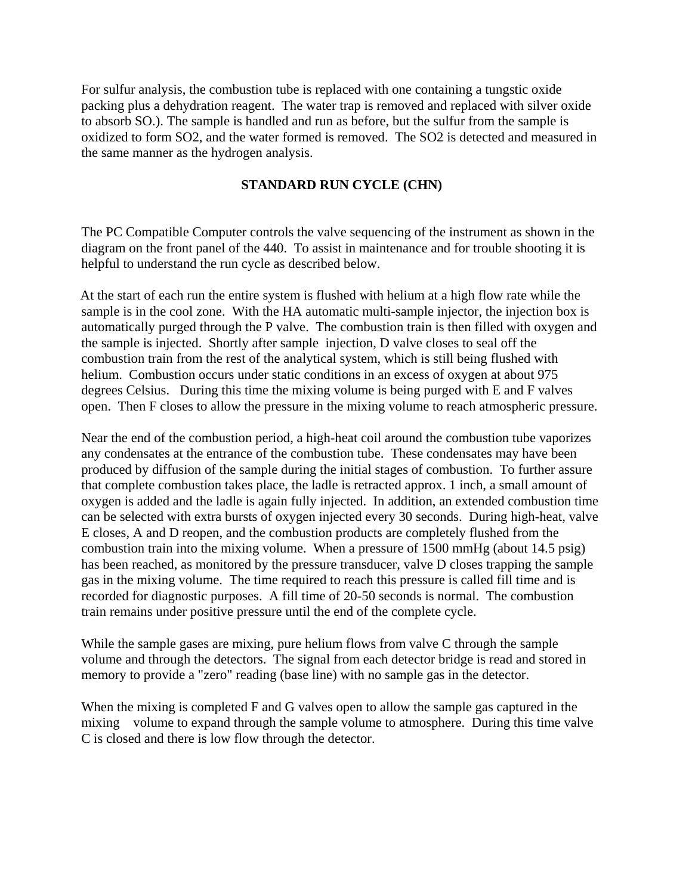For sulfur analysis, the combustion tube is replaced with one containing a tungstic oxide packing plus a dehydration reagent. The water trap is removed and replaced with silver oxide to absorb SO.). The sample is handled and run as before, but the sulfur from the sample is oxidized to form SO2, and the water formed is removed. The SO2 is detected and measured in the same manner as the hydrogen analysis.

## STANDARD RUN CYCLE (CHN)

The PC Compatible Computer controls the valve sequencing of the instrument as shown in the diagram on the front panel of the 440. To assist in maintenance and for trouble shooting it is helpful to understand the run cycle as described below.

At the start of each run the entire system is flushed with helium at a high flow rate while the sample is in the cool zone. With the HA automatic multi-sample injector, the injection box is automatically purged through the P valve. The combustion train is then filled with oxygen and the sample is injected. Shortly after sample injection, D valve closes to seal off the combustion train from the rest of the analytical system, which is still being flushed with helium. Combustion occurs under static conditions in an excess of oxygen at about 975 degrees Celsius. During this time the mixing volume is being purged with E and F valves open. Then F closes to allow the pressure in the mixing volume to reach atmospheric pressure.

Near the end of the combustion period, a high-heat coil around the combustion tube vaporizes any condensates at the entrance of the combustion tube. These condensates may have been produced by diffusion of the sample during the initial stages of combustion. To further assure that complete combustion takes place, the ladle is retracted approx. 1 inch, a small amount of oxygen is added and the ladle is again fully injected. In addition, an extended combustion time can be selected with extra bursts of oxygen injected every 30 seconds. During high-heat, valve E closes, A and D reopen, and the combustion products are completely flushed from the combustion train into the mixing volume. When a pressure of 1500 mmHg (about 14.5 psig) has been reached, as monitored by the pressure transducer, valve D closes trapping the sample gas in the mixing volume. The time required to reach this pressure is called fill time and is recorded for diagnostic purposes. A fill time of 20-50 seconds is normal. The combustion train remains under positive pressure until the end of the complete cycle.

While the sample gases are mixing, pure helium flows from valve C through the sample volume and through the detectors. The signal from each detector bridge is read and stored in memory to provide a "zero" reading (base line) with no sample gas in the detector.

When the mixing is completed F and G valves open to allow the sample gas captured in the mixing volume to expand through the sample volume to atmosphere. During this time valve C is closed and there is low flow through the detector.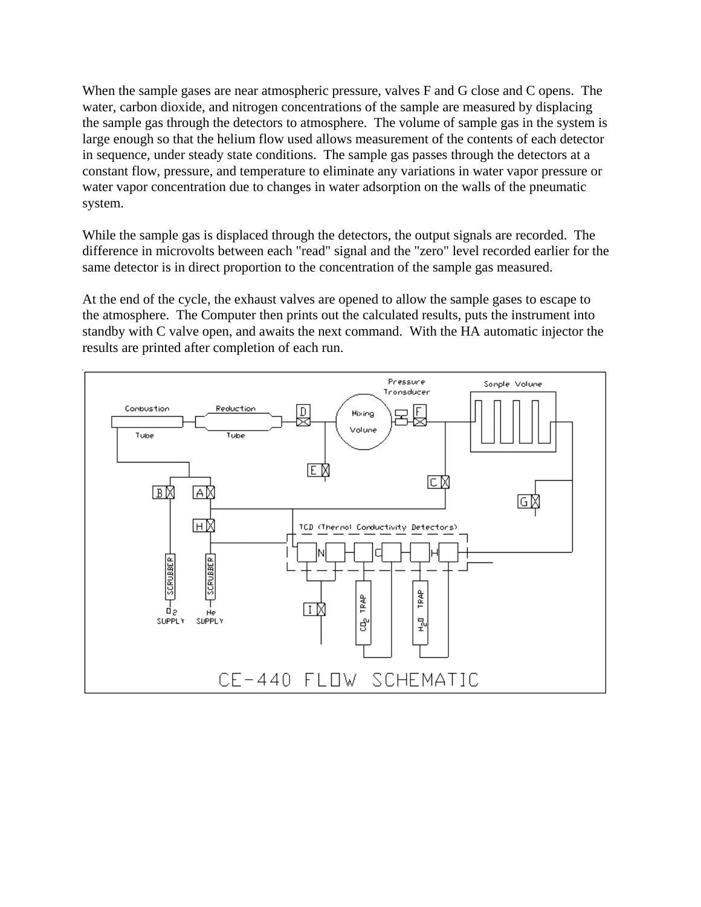When the sample gases are near atmospheric pressure, valves F and G close and C opens. The water, carbon dioxide, and nitrogen concentrations of the sample are measured by displacing the sample gas through the detectors to atmosphere. The volume of sample gas in the system is large enough so that the helium flow used allows measurement of the contents of each detector in sequence, under steady state conditions. The sample gas passes through the detectors at a constant flow, pressure, and temperature to eliminate any variations in water vapor pressure or water vapor concentration due to changes in water adsorption on the walls of the pneumatic system.

While the sample gas is displaced through the detectors, the output signals are recorded. The difference in microvolts between each "read" signal and the "zero" level recorded earlier for the same detector is in direct proportion to the concentration of the sample gas measured.

At the end of the cycle, the exhaust valves are opened to allow the sample gases to escape to the atmosphere. The Computer then prints out the calculated results, puts the instrument into standby with C valve open, and awaits the next command. With the HA automatic injector the results are printed after completion of each run.

Combustion Tube

Reduction Tube

D

E

Mixing Volume

Pressure Transducer

F

Sample Volume

C

G

B

A

H

TCD (Thermal Conductivity Detectors)

N

C

H

SCRUBBER

SCRUBBER

$O_2$ SUPPLY

He SUPPLY

I

$CO_2$ TRAP

$H_2O$ TRAP

CE-440 FLOW SCHEMATIC